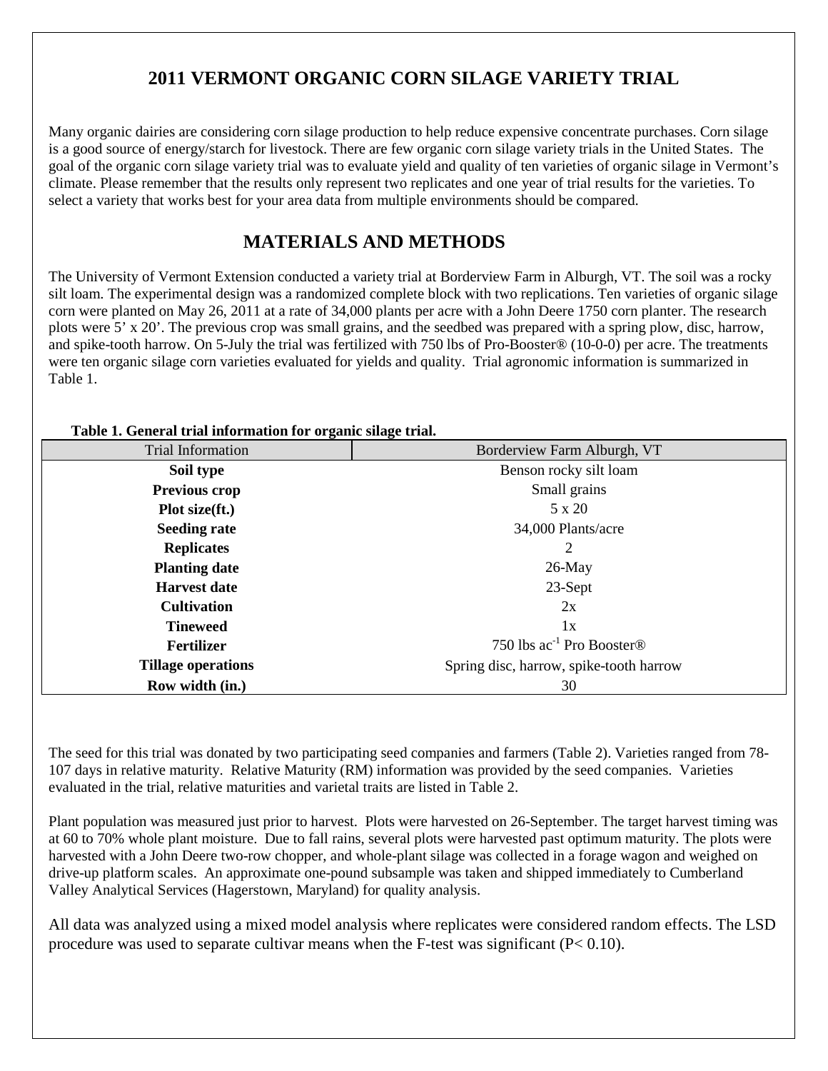# 2011 VERMONT ORGANIC CORN SILAGE VARIETY TRIAL

Many organic dairies are considering corn silage production to help reduce expensive concentrate purchases. Corn silage is a good source of energy/starch for livestock. There are few organic corn silage variety trials in the United States. The goal of the organic corn silage variety trial was to evaluate yield and quality of ten varieties of organic silage in Vermont's climate. Please remember that the results only represent two replicates and one year of trial results for the varieties. To select a variety that works best for your area data from multiple environments should be compared.

## MATERIALS AND METHODS

The University of Vermont Extension conducted a variety trial at Borderview Farm in Alburgh, VT. The soil was a rocky silt loam. The experimental design was a randomized complete block with two replications. Ten varieties of organic silage corn were planted on May 26, 2011 at a rate of 34,000 plants per acre with a John Deere 1750 corn planter. The research plots were 5' x 20'. The previous crop was small grains, and the seedbed was prepared with a spring plow, disc, harrow, and spike-tooth harrow. On 5-July the trial was fertilized with 750 lbs of Pro-Booster® (10-0-0) per acre. The treatments were ten organic silage corn varieties evaluated for yields and quality. Trial agronomic information is summarized in Table 1.

**Table 1. General trial information for organic silage trial.**

| Trial Information | Borderview Farm Alburgh, VT |
|---|---|
| **Soil type** | Benson rocky silt loam |
| **Previous crop** | Small grains |
| **Plot size(ft.)** | 5 x 20 |
| **Seeding rate** | 34,000 Plants/acre |
| **Replicates** | 2 |
| **Planting date** | 26-May |
| **Harvest date** | 23-Sept |
| **Cultivation** | 2x |
| **Tineweed** | 1x |
| **Fertilizer** | 750 lbs $ac^{-1}$ Pro Booster® |
| **Tillage operations** | Spring disc, harrow, spike-tooth harrow |
| **Row width (in.)** | 30 |

The seed for this trial was donated by two participating seed companies and farmers (Table 2). Varieties ranged from 78-107 days in relative maturity. Relative Maturity (RM) information was provided by the seed companies. Varieties evaluated in the trial, relative maturities and varietal traits are listed in Table 2.

Plant population was measured just prior to harvest. Plots were harvested on 26-September. The target harvest timing was at 60 to 70% whole plant moisture. Due to fall rains, several plots were harvested past optimum maturity. The plots were harvested with a John Deere two-row chopper, and whole-plant silage was collected in a forage wagon and weighed on drive-up platform scales. An approximate one-pound subsample was taken and shipped immediately to Cumberland Valley Analytical Services (Hagerstown, Maryland) for quality analysis.

All data was analyzed using a mixed model analysis where replicates were considered random effects. The LSD procedure was used to separate cultivar means when the F-test was significant ($P < 0.10$).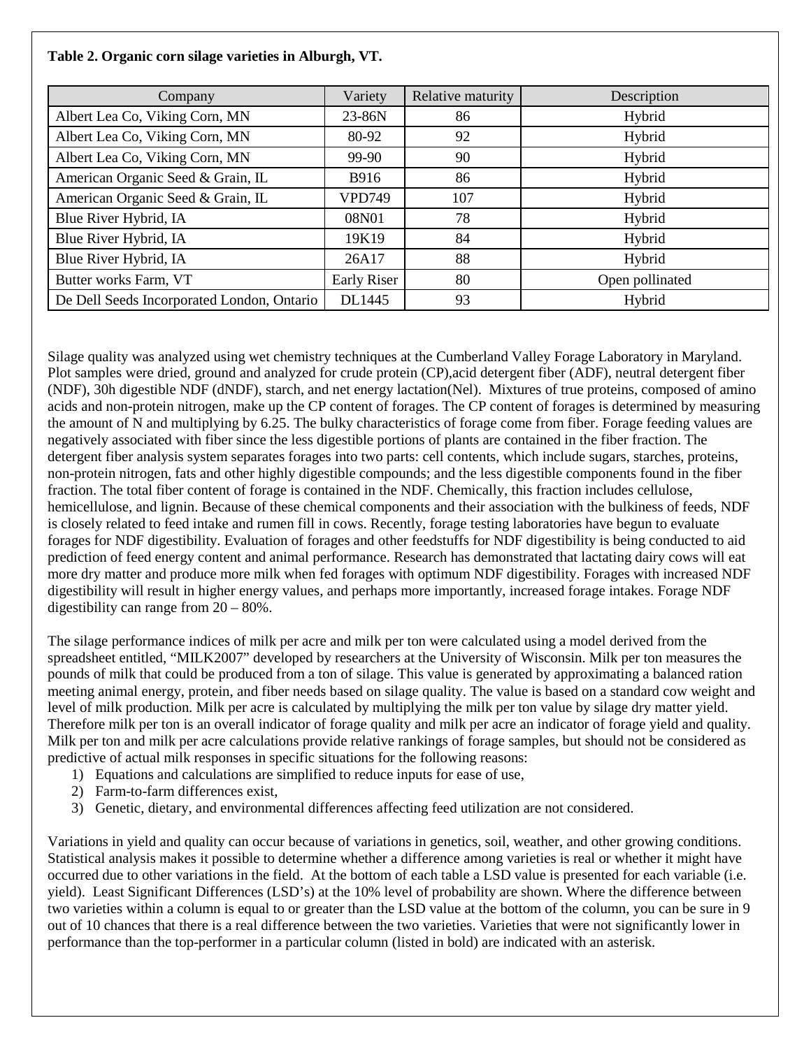**Table 2. Organic corn silage varieties in Alburgh, VT.**

| Company | Variety | Relative maturity | Description |
|---|---|---|---|
| Albert Lea Co, Viking Corn, MN | 23-86N | 86 | Hybrid |
| Albert Lea Co, Viking Corn, MN | 80-92 | 92 | Hybrid |
| Albert Lea Co, Viking Corn, MN | 99-90 | 90 | Hybrid |
| American Organic Seed & Grain, IL | B916 | 86 | Hybrid |
| American Organic Seed & Grain, IL | VPD749 | 107 | Hybrid |
| Blue River Hybrid, IA | 08N01 | 78 | Hybrid |
| Blue River Hybrid, IA | 19K19 | 84 | Hybrid |
| Blue River Hybrid, IA | 26A17 | 88 | Hybrid |
| Butter works Farm, VT | Early Riser | 80 | Open pollinated |
| De Dell Seeds Incorporated London, Ontario | DL1445 | 93 | Hybrid |

Silage quality was analyzed using wet chemistry techniques at the Cumberland Valley Forage Laboratory in Maryland. Plot samples were dried, ground and analyzed for crude protein (CP),acid detergent fiber (ADF), neutral detergent fiber (NDF), 30h digestible NDF (dNDF), starch, and net energy lactation(Nel). Mixtures of true proteins, composed of amino acids and non-protein nitrogen, make up the CP content of forages. The CP content of forages is determined by measuring the amount of N and multiplying by 6.25. The bulky characteristics of forage come from fiber. Forage feeding values are negatively associated with fiber since the less digestible portions of plants are contained in the fiber fraction. The detergent fiber analysis system separates forages into two parts: cell contents, which include sugars, starches, proteins, non-protein nitrogen, fats and other highly digestible compounds; and the less digestible components found in the fiber fraction. The total fiber content of forage is contained in the NDF. Chemically, this fraction includes cellulose, hemicellulose, and lignin. Because of these chemical components and their association with the bulkiness of feeds, NDF is closely related to feed intake and rumen fill in cows. Recently, forage testing laboratories have begun to evaluate forages for NDF digestibility. Evaluation of forages and other feedstuffs for NDF digestibility is being conducted to aid prediction of feed energy content and animal performance. Research has demonstrated that lactating dairy cows will eat more dry matter and produce more milk when fed forages with optimum NDF digestibility. Forages with increased NDF digestibility will result in higher energy values, and perhaps more importantly, increased forage intakes. Forage NDF digestibility can range from 20 – 80%.

The silage performance indices of milk per acre and milk per ton were calculated using a model derived from the spreadsheet entitled, "MILK2007" developed by researchers at the University of Wisconsin. Milk per ton measures the pounds of milk that could be produced from a ton of silage. This value is generated by approximating a balanced ration meeting animal energy, protein, and fiber needs based on silage quality. The value is based on a standard cow weight and level of milk production. Milk per acre is calculated by multiplying the milk per ton value by silage dry matter yield. Therefore milk per ton is an overall indicator of forage quality and milk per acre an indicator of forage yield and quality. Milk per ton and milk per acre calculations provide relative rankings of forage samples, but should not be considered as predictive of actual milk responses in specific situations for the following reasons:

1) Equations and calculations are simplified to reduce inputs for ease of use,
2) Farm-to-farm differences exist,
3) Genetic, dietary, and environmental differences affecting feed utilization are not considered.

Variations in yield and quality can occur because of variations in genetics, soil, weather, and other growing conditions. Statistical analysis makes it possible to determine whether a difference among varieties is real or whether it might have occurred due to other variations in the field. At the bottom of each table a LSD value is presented for each variable (i.e. yield). Least Significant Differences (LSD's) at the 10% level of probability are shown. Where the difference between two varieties within a column is equal to or greater than the LSD value at the bottom of the column, you can be sure in 9 out of 10 chances that there is a real difference between the two varieties. Varieties that were not significantly lower in performance than the top-performer in a particular column (listed in bold) are indicated with an asterisk.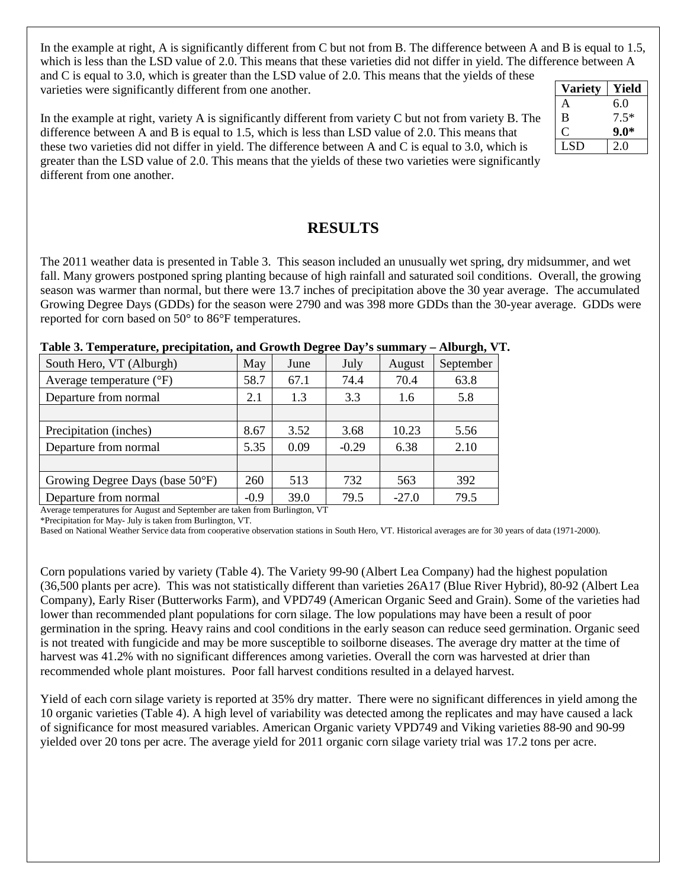In the example at right, A is significantly different from C but not from B. The difference between A and B is equal to 1.5, which is less than the LSD value of 2.0. This means that these varieties did not differ in yield. The difference between A and C is equal to 3.0, which is greater than the LSD value of 2.0. This means that the yields of these varieties were significantly different from one another.

| Variety | Yield |
|---|---|
| A | 6.0 |
| B | 7.5* |
| C | **9.0*** |
| LSD | 2.0 |

In the example at right, variety A is significantly different from variety C but not from variety B. The difference between A and B is equal to 1.5, which is less than LSD value of 2.0. This means that these two varieties did not differ in yield. The difference between A and C is equal to 3.0, which is greater than the LSD value of 2.0. This means that the yields of these two varieties were significantly different from one another.

## RESULTS

The 2011 weather data is presented in Table 3. This season included an unusually wet spring, dry midsummer, and wet fall. Many growers postponed spring planting because of high rainfall and saturated soil conditions. Overall, the growing season was warmer than normal, but there were 13.7 inches of precipitation above the 30 year average. The accumulated Growing Degree Days (GDDs) for the season were 2790 and was 398 more GDDs than the 30-year average. GDDs were reported for corn based on 50° to 86°F temperatures.

**Table 3. Temperature, precipitation, and Growth Degree Day's summary – Alburgh, VT.**

| South Hero, VT (Alburgh) | May | June | July | August | September |
|---|---|---|---|---|---|
| Average temperature (°F) | 58.7 | 67.1 | 74.4 | 70.4 | 63.8 |
| Departure from normal | 2.1 | 1.3 | 3.3 | 1.6 | 5.8 |
| | | | | | |
| Precipitation (inches) | 8.67 | 3.52 | 3.68 | 10.23 | 5.56 |
| Departure from normal | 5.35 | 0.09 | -0.29 | 6.38 | 2.10 |
| | | | | | |
| Growing Degree Days (base 50°F) | 260 | 513 | 732 | 563 | 392 |
| Departure from normal | -0.9 | 39.0 | 79.5 | -27.0 | 79.5 |

Average temperatures for August and September are taken from Burlington, VT

*Precipitation for May- July is taken from Burlington, VT.

Based on National Weather Service data from cooperative observation stations in South Hero, VT. Historical averages are for 30 years of data (1971-2000).

Corn populations varied by variety (Table 4). The Variety 99-90 (Albert Lea Company) had the highest population (36,500 plants per acre). This was not statistically different than varieties 26A17 (Blue River Hybrid), 80-92 (Albert Lea Company), Early Riser (Butterworks Farm), and VPD749 (American Organic Seed and Grain). Some of the varieties had lower than recommended plant populations for corn silage. The low populations may have been a result of poor germination in the spring. Heavy rains and cool conditions in the early season can reduce seed germination. Organic seed is not treated with fungicide and may be more susceptible to soilborne diseases. The average dry matter at the time of harvest was 41.2% with no significant differences among varieties. Overall the corn was harvested at drier than recommended whole plant moistures. Poor fall harvest conditions resulted in a delayed harvest.

Yield of each corn silage variety is reported at 35% dry matter. There were no significant differences in yield among the 10 organic varieties (Table 4). A high level of variability was detected among the replicates and may have caused a lack of significance for most measured variables. American Organic variety VPD749 and Viking varieties 88-90 and 90-99 yielded over 20 tons per acre. The average yield for 2011 organic corn silage variety trial was 17.2 tons per acre.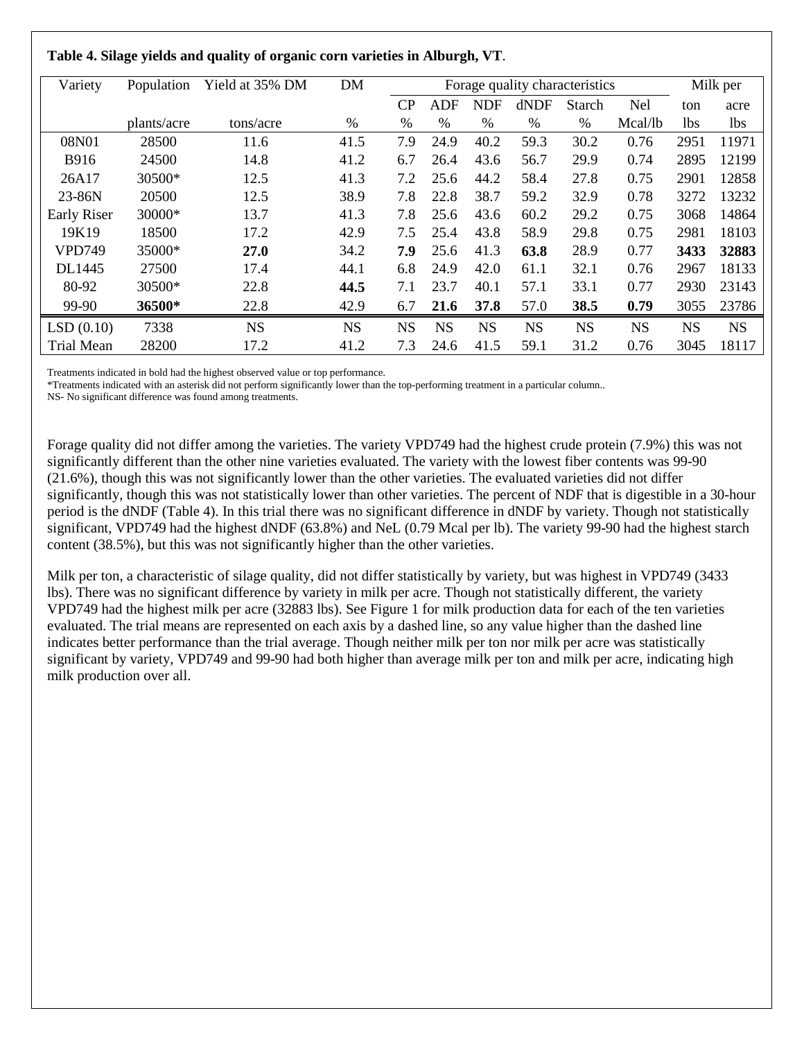**Table 4. Silage yields and quality of organic corn varieties in Alburgh, VT**.

| Variety | Population | Yield at 35% DM | DM | Forage quality characteristics | | | | | | Milk per | |
|---|---|---|---|---|---|---|---|---|---|---|---|
| | | | | CP | ADF | NDF | dNDF | Starch | Nel | ton | acre |
| | plants/acre | tons/acre | % | % | % | % | % | % | Mcal/lb | lbs | lbs |
| 08N01 | 28500 | 11.6 | 41.5 | 7.9 | 24.9 | 40.2 | 59.3 | 30.2 | 0.76 | 2951 | 11971 |
| B916 | 24500 | 14.8 | 41.2 | 6.7 | 26.4 | 43.6 | 56.7 | 29.9 | 0.74 | 2895 | 12199 |
| 26A17 | 30500* | 12.5 | 41.3 | 7.2 | 25.6 | 44.2 | 58.4 | 27.8 | 0.75 | 2901 | 12858 |
| 23-86N | 20500 | 12.5 | 38.9 | 7.8 | 22.8 | 38.7 | 59.2 | 32.9 | 0.78 | 3272 | 13232 |
| Early Riser | 30000* | 13.7 | 41.3 | 7.8 | 25.6 | 43.6 | 60.2 | 29.2 | 0.75 | 3068 | 14864 |
| 19K19 | 18500 | 17.2 | 42.9 | 7.5 | 25.4 | 43.8 | 58.9 | 29.8 | 0.75 | 2981 | 18103 |
| VPD749 | 35000* | **27.0** | 34.2 | **7.9** | 25.6 | 41.3 | **63.8** | 28.9 | 0.77 | **3433** | **32883** |
| DL1445 | 27500 | 17.4 | 44.1 | 6.8 | 24.9 | 42.0 | 61.1 | 32.1 | 0.76 | 2967 | 18133 |
| 80-92 | 30500* | 22.8 | **44.5** | 7.1 | 23.7 | 40.1 | 57.1 | 33.1 | 0.77 | 2930 | 23143 |
| 99-90 | **36500*** | 22.8 | 42.9 | 6.7 | **21.6** | **37.8** | 57.0 | **38.5** | **0.79** | 3055 | 23786 |
| LSD (0.10) | 7338 | NS | NS | NS | NS | NS | NS | NS | NS | NS | NS |
| Trial Mean | 28200 | 17.2 | 41.2 | 7.3 | 24.6 | 41.5 | 59.1 | 31.2 | 0.76 | 3045 | 18117 |

Treatments indicated in bold had the highest observed value or top performance.
*Treatments indicated with an asterisk did not perform significantly lower than the top-performing treatment in a particular column..
NS- No significant difference was found among treatments.

Forage quality did not differ among the varieties. The variety VPD749 had the highest crude protein (7.9%) this was not significantly different than the other nine varieties evaluated. The variety with the lowest fiber contents was 99-90 (21.6%), though this was not significantly lower than the other varieties. The evaluated varieties did not differ significantly, though this was not statistically lower than other varieties. The percent of NDF that is digestible in a 30-hour period is the dNDF (Table 4). In this trial there was no significant difference in dNDF by variety. Though not statistically significant, VPD749 had the highest dNDF (63.8%) and NeL (0.79 Mcal per lb). The variety 99-90 had the highest starch content (38.5%), but this was not significantly higher than the other varieties.

Milk per ton, a characteristic of silage quality, did not differ statistically by variety, but was highest in VPD749 (3433 lbs). There was no significant difference by variety in milk per acre. Though not statistically different, the variety VPD749 had the highest milk per acre (32883 lbs). See Figure 1 for milk production data for each of the ten varieties evaluated. The trial means are represented on each axis by a dashed line, so any value higher than the dashed line indicates better performance than the trial average. Though neither milk per ton nor milk per acre was statistically significant by variety, VPD749 and 99-90 had both higher than average milk per ton and milk per acre, indicating high milk production over all.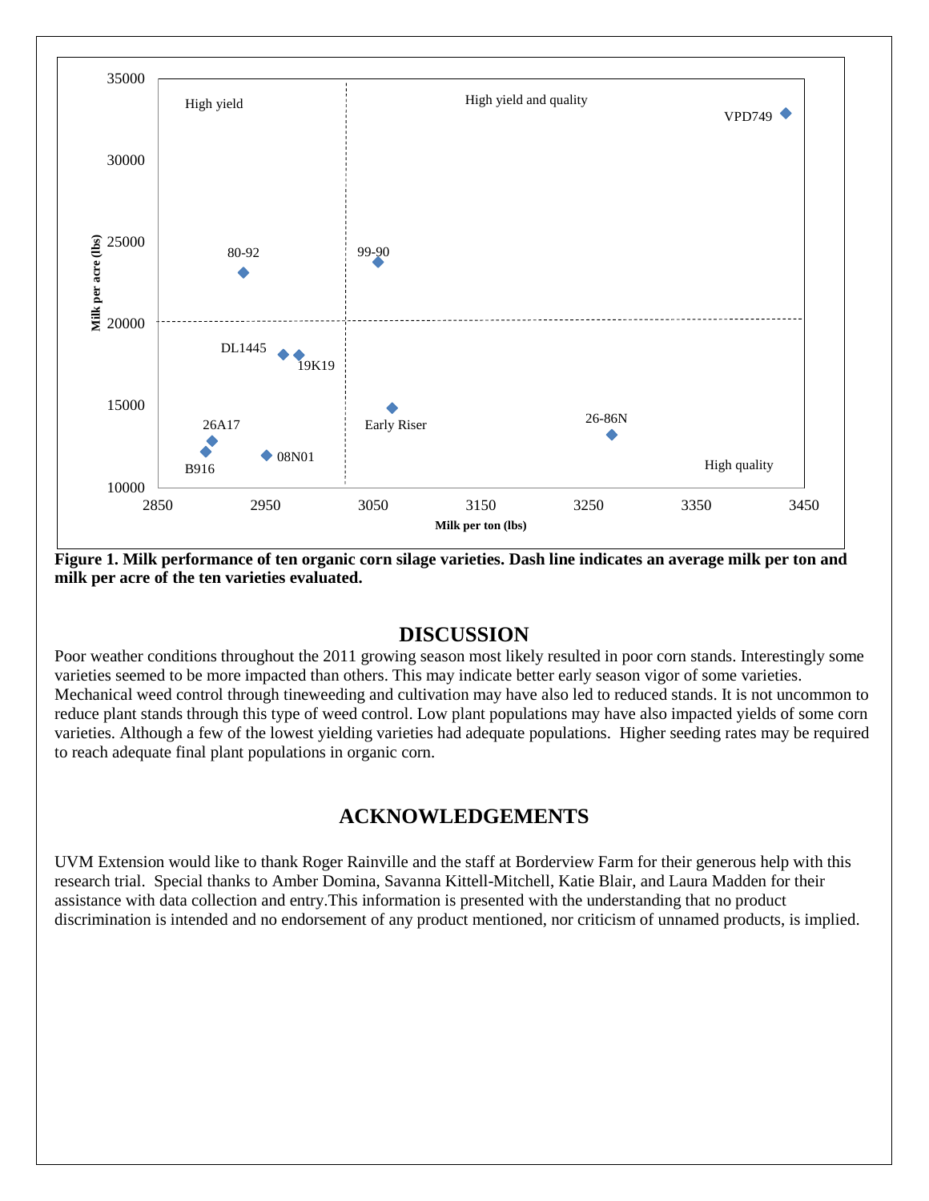**Figure 1. Milk performance of ten organic corn silage varieties. Dash line indicates an average milk per ton and milk per acre of the ten varieties evaluated.**

## DISCUSSION

Poor weather conditions throughout the 2011 growing season most likely resulted in poor corn stands. Interestingly some varieties seemed to be more impacted than others. This may indicate better early season vigor of some varieties. Mechanical weed control through tineweeding and cultivation may have also led to reduced stands. It is not uncommon to reduce plant stands through this type of weed control. Low plant populations may have also impacted yields of some corn varieties. Although a few of the lowest yielding varieties had adequate populations. Higher seeding rates may be required to reach adequate final plant populations in organic corn.

## ACKNOWLEDGEMENTS

UVM Extension would like to thank Roger Rainville and the staff at Borderview Farm for their generous help with this research trial. Special thanks to Amber Domina, Savanna Kittell-Mitchell, Katie Blair, and Laura Madden for their assistance with data collection and entry.This information is presented with the understanding that no product discrimination is intended and no endorsement of any product mentioned, nor criticism of unnamed products, is implied.